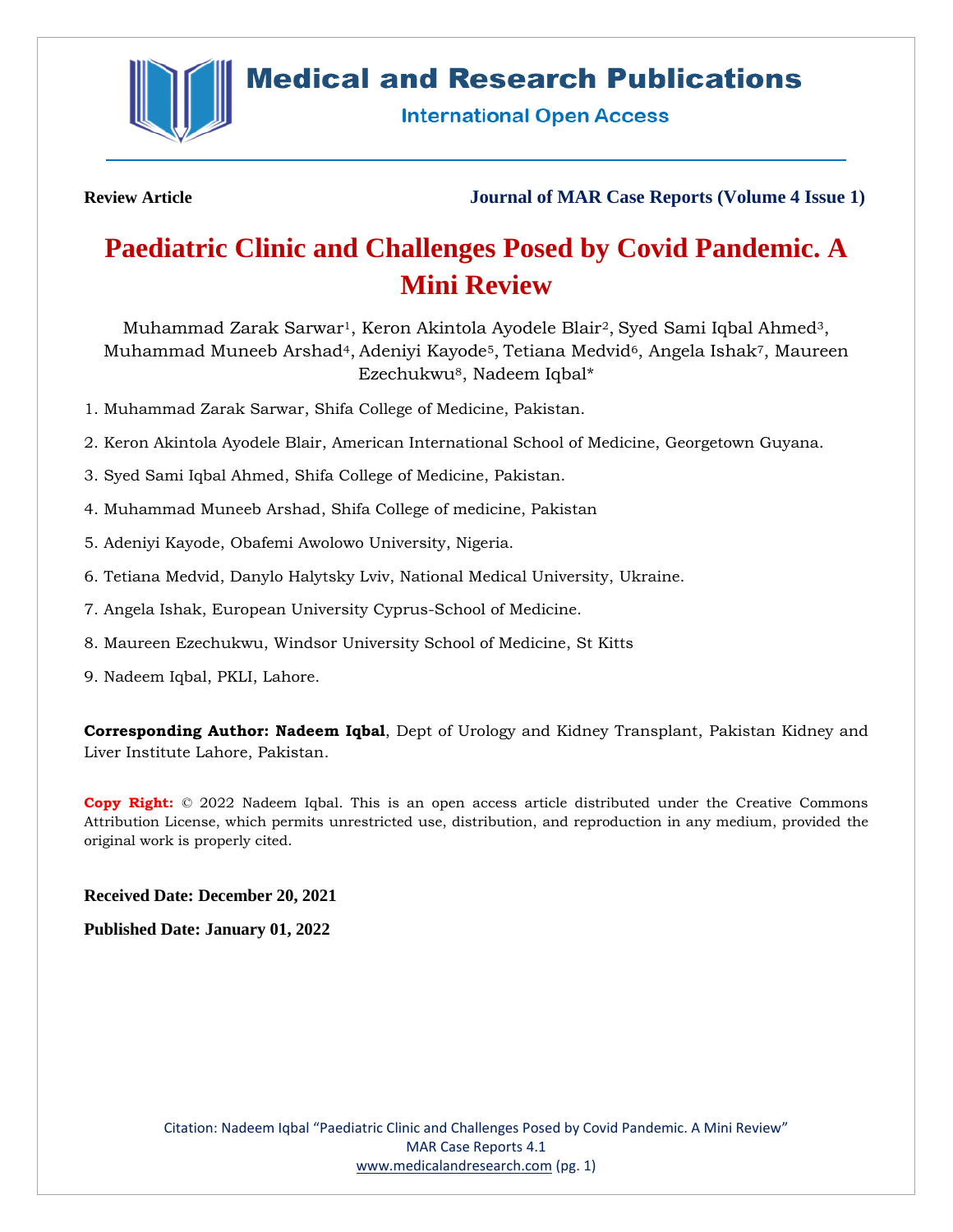**Review Article** **Journal of MAR Case Reports (Volume 4 Issue 1)**

# Paediatric Clinic and Challenges Posed by Covid Pandemic. A Mini Review

Muhammad Zarak Sarwar[1], Keron Akintola Ayodele Blair[2], Syed Sami Iqbal Ahmed[3], Muhammad Muneeb Arshad[4], Adeniyi Kayode[5], Tetiana Medvid[6], Angela Ishak[7], Maureen Ezechukwu[8], Nadeem Iqbal*

1. Muhammad Zarak Sarwar, Shifa College of Medicine, Pakistan.
2. Keron Akintola Ayodele Blair, American International School of Medicine, Georgetown Guyana.
3. Syed Sami Iqbal Ahmed, Shifa College of Medicine, Pakistan.
4. Muhammad Muneeb Arshad, Shifa College of medicine, Pakistan
5. Adeniyi Kayode, Obafemi Awolowo University, Nigeria.
6. Tetiana Medvid, Danylo Halytsky Lviv, National Medical University, Ukraine.
7. Angela Ishak, European University Cyprus-School of Medicine.
8. Maureen Ezechukwu, Windsor University School of Medicine, St Kitts
9. Nadeem Iqbal, PKLI, Lahore.

**Corresponding Author: Nadeem Iqbal**, Dept of Urology and Kidney Transplant, Pakistan Kidney and Liver Institute Lahore, Pakistan.

**Copy Right:** © 2022 Nadeem Iqbal. This is an open access article distributed under the Creative Commons Attribution License, which permits unrestricted use, distribution, and reproduction in any medium, provided the original work is properly cited.

**Received Date: December 20, 2021**

**Published Date: January 01, 2022**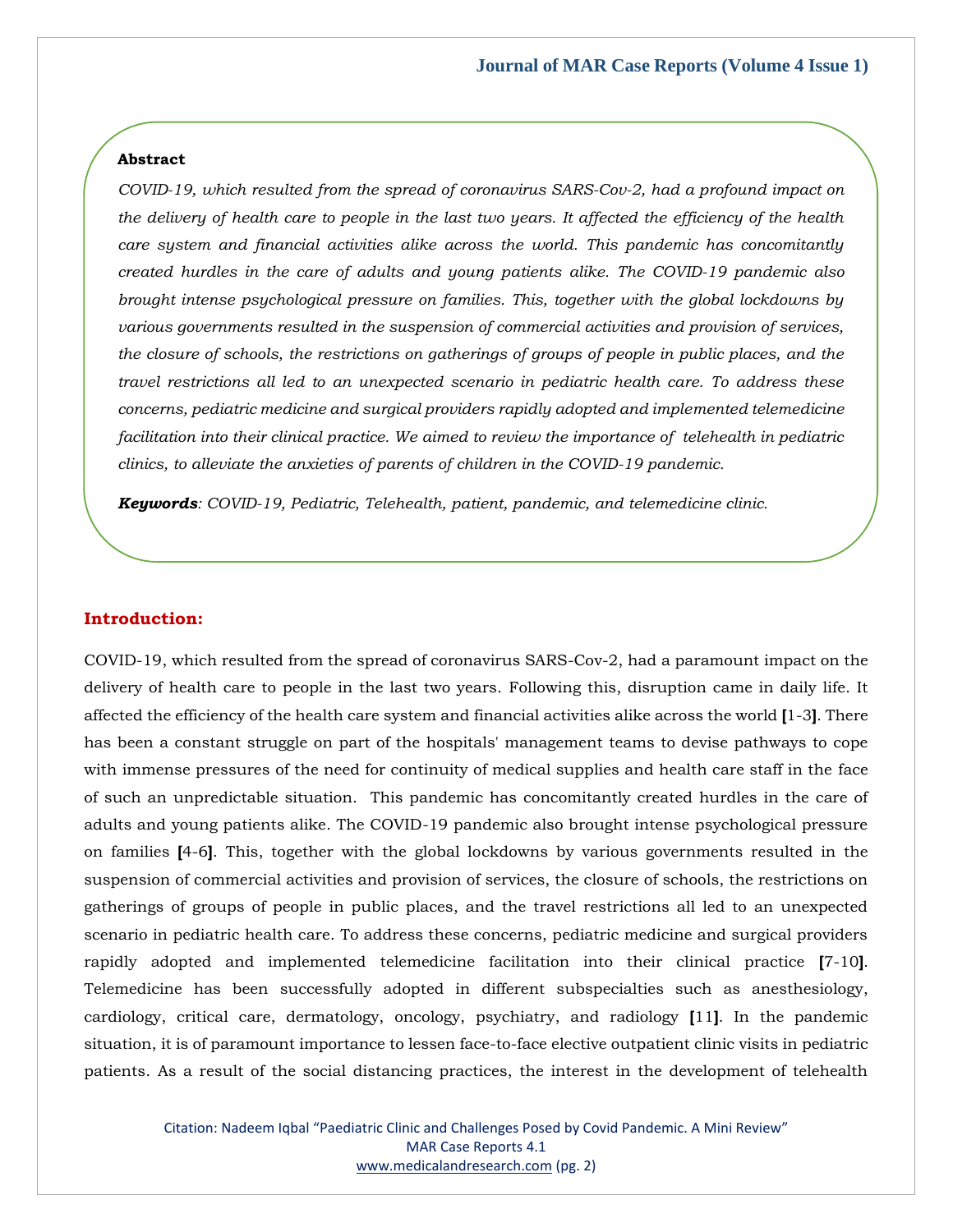**Abstract**

*COVID-19, which resulted from the spread of coronavirus SARS-Cov-2, had a profound impact on the delivery of health care to people in the last two years. It affected the efficiency of the health care system and financial activities alike across the world. This pandemic has concomitantly created hurdles in the care of adults and young patients alike. The COVID-19 pandemic also brought intense psychological pressure on families. This, together with the global lockdowns by various governments resulted in the suspension of commercial activities and provision of services, the closure of schools, the restrictions on gatherings of groups of people in public places, and the travel restrictions all led to an unexpected scenario in pediatric health care. To address these concerns, pediatric medicine and surgical providers rapidly adopted and implemented telemedicine facilitation into their clinical practice. We aimed to review the importance of telehealth in pediatric clinics, to alleviate the anxieties of parents of children in the COVID-19 pandemic.*

***Keywords***: *COVID-19, Pediatric, Telehealth, patient, pandemic, and telemedicine clinic.*

## Introduction:

COVID-19, which resulted from the spread of coronavirus SARS-Cov-2, had a paramount impact on the delivery of health care to people in the last two years. Following this, disruption came in daily life. It affected the efficiency of the health care system and financial activities alike across the world **[**1-3**]**. There has been a constant struggle on part of the hospitals' management teams to devise pathways to cope with immense pressures of the need for continuity of medical supplies and health care staff in the face of such an unpredictable situation. This pandemic has concomitantly created hurdles in the care of adults and young patients alike. The COVID-19 pandemic also brought intense psychological pressure on families **[**4-6**]**. This, together with the global lockdowns by various governments resulted in the suspension of commercial activities and provision of services, the closure of schools, the restrictions on gatherings of groups of people in public places, and the travel restrictions all led to an unexpected scenario in pediatric health care. To address these concerns, pediatric medicine and surgical providers rapidly adopted and implemented telemedicine facilitation into their clinical practice **[**7-10**]**. Telemedicine has been successfully adopted in different subspecialties such as anesthesiology, cardiology, critical care, dermatology, oncology, psychiatry, and radiology **[**11**]**. In the pandemic situation, it is of paramount importance to lessen face-to-face elective outpatient clinic visits in pediatric patients. As a result of the social distancing practices, the interest in the development of telehealth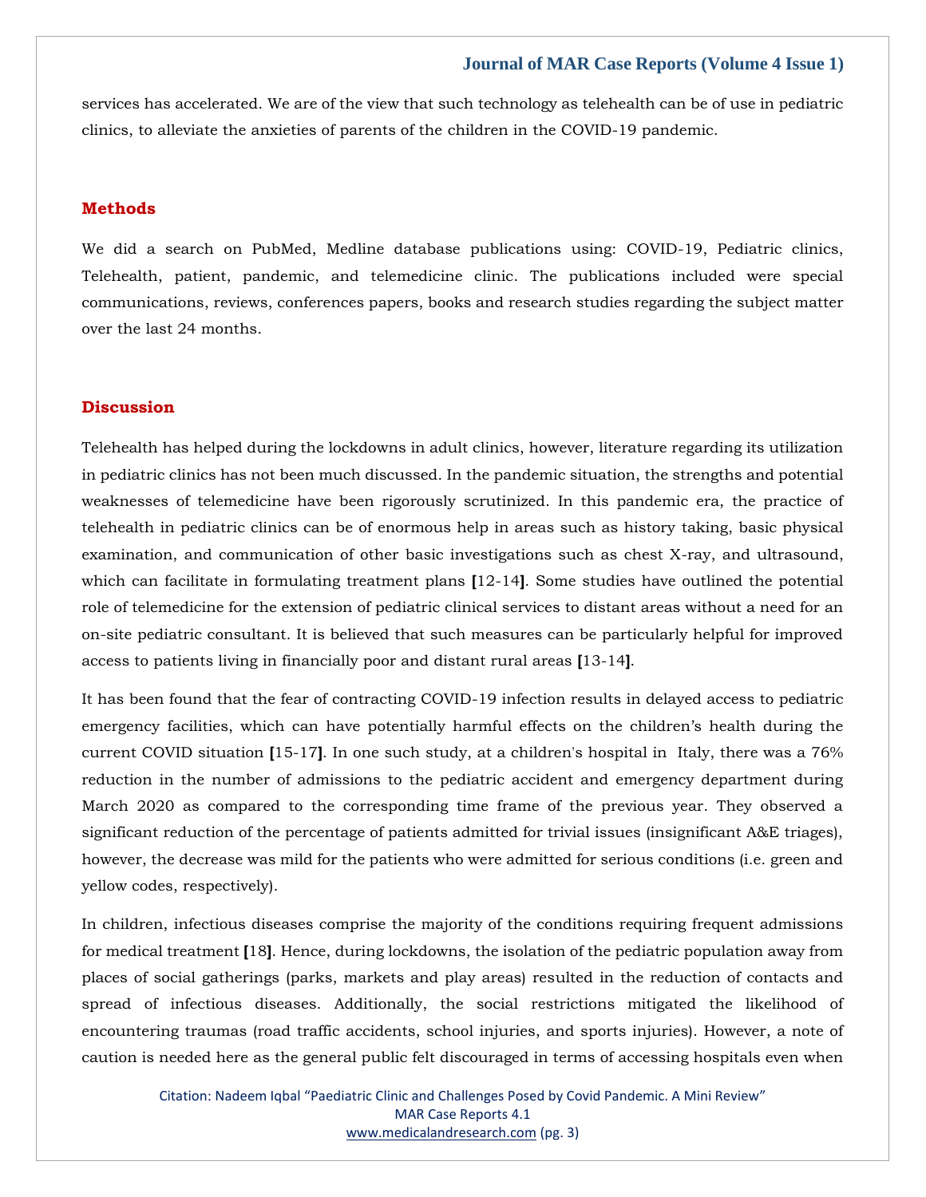services has accelerated. We are of the view that such technology as telehealth can be of use in pediatric clinics, to alleviate the anxieties of parents of the children in the COVID-19 pandemic.

## Methods

We did a search on PubMed, Medline database publications using: COVID-19, Pediatric clinics, Telehealth, patient, pandemic, and telemedicine clinic. The publications included were special communications, reviews, conferences papers, books and research studies regarding the subject matter over the last 24 months.

## Discussion

Telehealth has helped during the lockdowns in adult clinics, however, literature regarding its utilization in pediatric clinics has not been much discussed. In the pandemic situation, the strengths and potential weaknesses of telemedicine have been rigorously scrutinized. In this pandemic era, the practice of telehealth in pediatric clinics can be of enormous help in areas such as history taking, basic physical examination, and communication of other basic investigations such as chest X-ray, and ultrasound, which can facilitate in formulating treatment plans [12-14]. Some studies have outlined the potential role of telemedicine for the extension of pediatric clinical services to distant areas without a need for an on-site pediatric consultant. It is believed that such measures can be particularly helpful for improved access to patients living in financially poor and distant rural areas [13-14].

It has been found that the fear of contracting COVID-19 infection results in delayed access to pediatric emergency facilities, which can have potentially harmful effects on the children's health during the current COVID situation [15-17]. In one such study, at a children's hospital in Italy, there was a 76% reduction in the number of admissions to the pediatric accident and emergency department during March 2020 as compared to the corresponding time frame of the previous year. They observed a significant reduction of the percentage of patients admitted for trivial issues (insignificant A&E triages), however, the decrease was mild for the patients who were admitted for serious conditions (i.e. green and yellow codes, respectively).

In children, infectious diseases comprise the majority of the conditions requiring frequent admissions for medical treatment [18]. Hence, during lockdowns, the isolation of the pediatric population away from places of social gatherings (parks, markets and play areas) resulted in the reduction of contacts and spread of infectious diseases. Additionally, the social restrictions mitigated the likelihood of encountering traumas (road traffic accidents, school injuries, and sports injuries). However, a note of caution is needed here as the general public felt discouraged in terms of accessing hospitals even when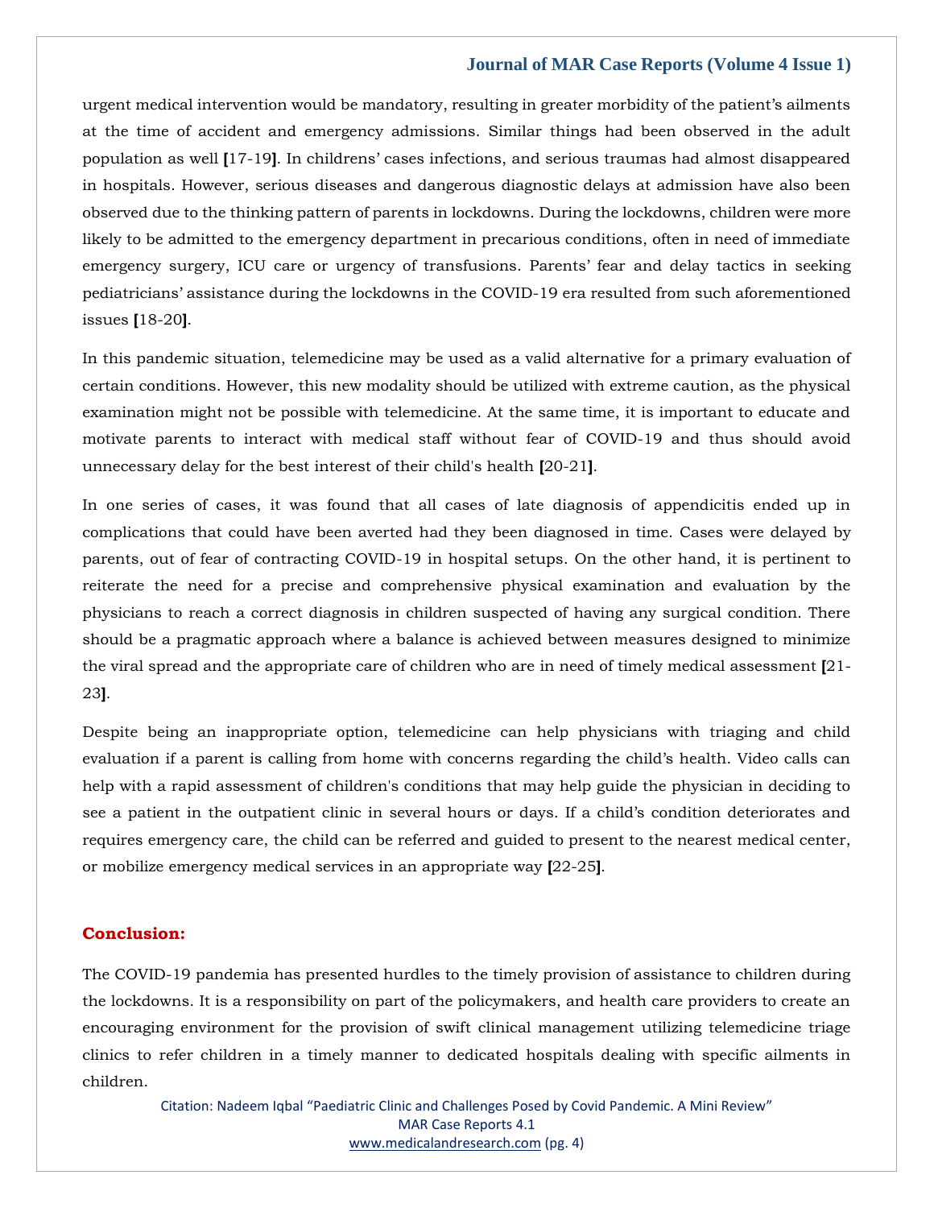urgent medical intervention would be mandatory, resulting in greater morbidity of the patient's ailments at the time of accident and emergency admissions. Similar things had been observed in the adult population as well [17-19]. In childrens' cases infections, and serious traumas had almost disappeared in hospitals. However, serious diseases and dangerous diagnostic delays at admission have also been observed due to the thinking pattern of parents in lockdowns. During the lockdowns, children were more likely to be admitted to the emergency department in precarious conditions, often in need of immediate emergency surgery, ICU care or urgency of transfusions. Parents' fear and delay tactics in seeking pediatricians' assistance during the lockdowns in the COVID-19 era resulted from such aforementioned issues [18-20].

In this pandemic situation, telemedicine may be used as a valid alternative for a primary evaluation of certain conditions. However, this new modality should be utilized with extreme caution, as the physical examination might not be possible with telemedicine. At the same time, it is important to educate and motivate parents to interact with medical staff without fear of COVID-19 and thus should avoid unnecessary delay for the best interest of their child's health [20-21].

In one series of cases, it was found that all cases of late diagnosis of appendicitis ended up in complications that could have been averted had they been diagnosed in time. Cases were delayed by parents, out of fear of contracting COVID-19 in hospital setups. On the other hand, it is pertinent to reiterate the need for a precise and comprehensive physical examination and evaluation by the physicians to reach a correct diagnosis in children suspected of having any surgical condition. There should be a pragmatic approach where a balance is achieved between measures designed to minimize the viral spread and the appropriate care of children who are in need of timely medical assessment [21-23].

Despite being an inappropriate option, telemedicine can help physicians with triaging and child evaluation if a parent is calling from home with concerns regarding the child's health. Video calls can help with a rapid assessment of children's conditions that may help guide the physician in deciding to see a patient in the outpatient clinic in several hours or days. If a child's condition deteriorates and requires emergency care, the child can be referred and guided to present to the nearest medical center, or mobilize emergency medical services in an appropriate way [22-25].

## Conclusion:

The COVID-19 pandemia has presented hurdles to the timely provision of assistance to children during the lockdowns. It is a responsibility on part of the policymakers, and health care providers to create an encouraging environment for the provision of swift clinical management utilizing telemedicine triage clinics to refer children in a timely manner to dedicated hospitals dealing with specific ailments in children.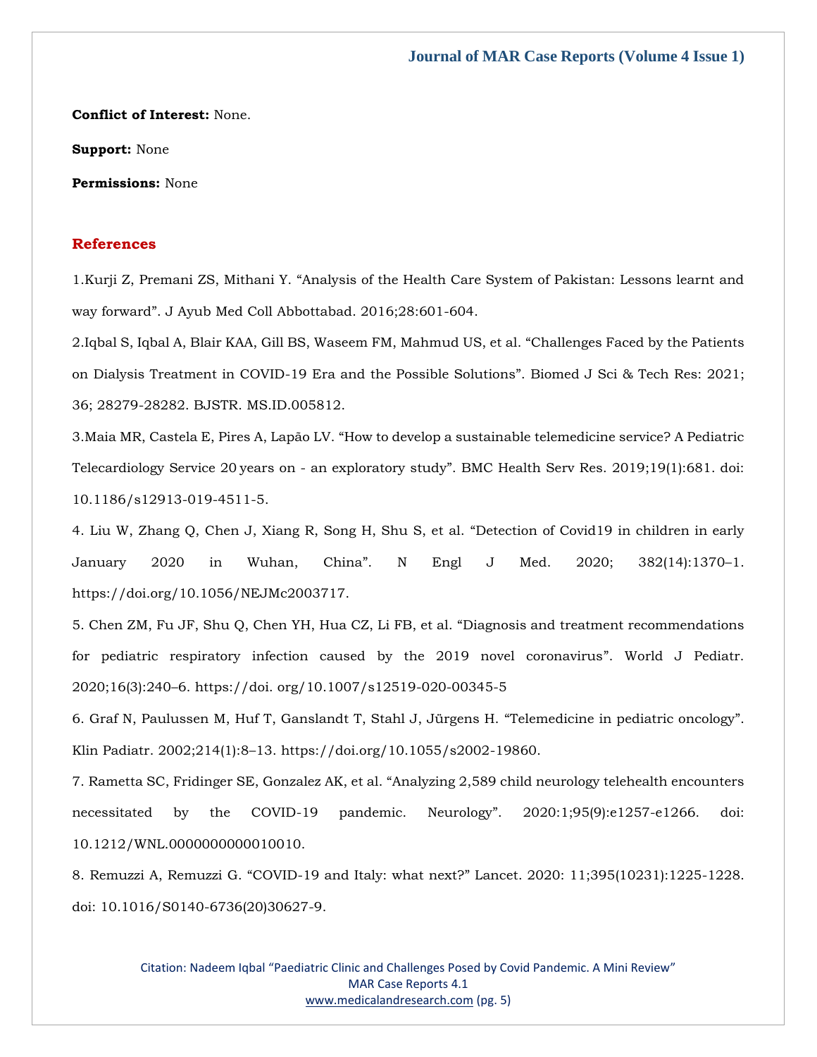**Conflict of Interest:** None.

**Support:** None

**Permissions:** None

## References

1.Kurji Z, Premani ZS, Mithani Y. “Analysis of the Health Care System of Pakistan: Lessons learnt and way forward”. J Ayub Med Coll Abbottabad. 2016;28:601-604.

2.Iqbal S, Iqbal A, Blair KAA, Gill BS, Waseem FM, Mahmud US, et al. “Challenges Faced by the Patients on Dialysis Treatment in COVID-19 Era and the Possible Solutions”. Biomed J Sci & Tech Res: 2021; 36; 28279-28282. BJSTR. MS.ID.005812.

3.Maia MR, Castela E, Pires A, Lapão LV. “How to develop a sustainable telemedicine service? A Pediatric Telecardiology Service 20 years on - an exploratory study”. BMC Health Serv Res. 2019;19(1):681. doi: 10.1186/s12913-019-4511-5.

4. Liu W, Zhang Q, Chen J, Xiang R, Song H, Shu S, et al. “Detection of Covid19 in children in early January 2020 in Wuhan, China”. N Engl J Med. 2020; 382(14):1370–1. https://doi.org/10.1056/NEJMc2003717.

5. Chen ZM, Fu JF, Shu Q, Chen YH, Hua CZ, Li FB, et al. “Diagnosis and treatment recommendations for pediatric respiratory infection caused by the 2019 novel coronavirus”. World J Pediatr. 2020;16(3):240–6. https://doi. org/10.1007/s12519-020-00345-5

6. Graf N, Paulussen M, Huf T, Ganslandt T, Stahl J, Jürgens H. “Telemedicine in pediatric oncology”. Klin Padiatr. 2002;214(1):8–13. https://doi.org/10.1055/s2002-19860.

7. Rametta SC, Fridinger SE, Gonzalez AK, et al. “Analyzing 2,589 child neurology telehealth encounters necessitated by the COVID-19 pandemic. Neurology”. 2020:1;95(9):e1257-e1266. doi: 10.1212/WNL.0000000000010010.

8. Remuzzi A, Remuzzi G. “COVID-19 and Italy: what next?” Lancet. 2020: 11;395(10231):1225-1228. doi: 10.1016/S0140-6736(20)30627-9.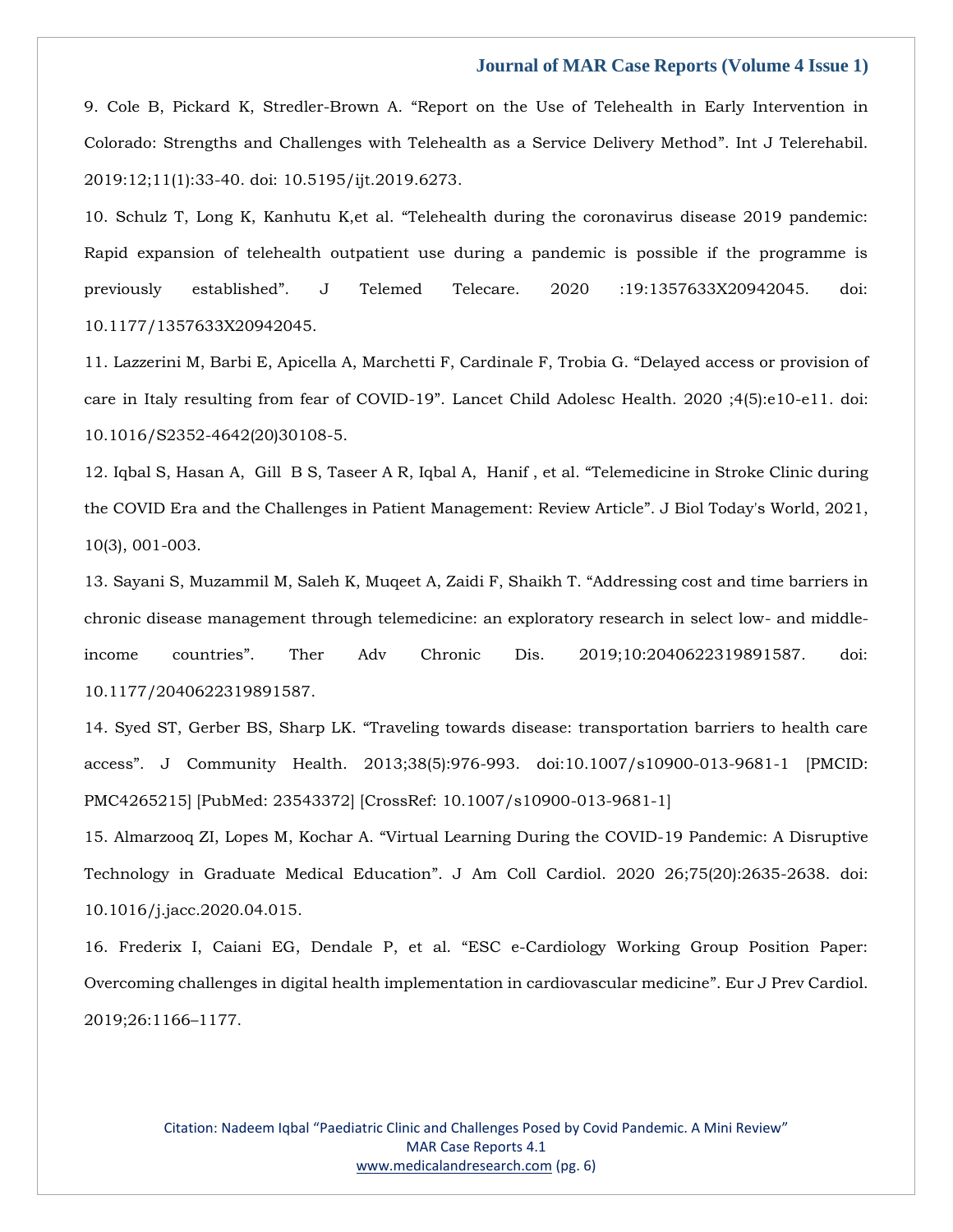9. Cole B, Pickard K, Stredler-Brown A. “Report on the Use of Telehealth in Early Intervention in Colorado: Strengths and Challenges with Telehealth as a Service Delivery Method”. Int J Telerehabil. 2019:12;11(1):33-40. doi: 10.5195/ijt.2019.6273.

10. Schulz T, Long K, Kanhutu K,et al. “Telehealth during the coronavirus disease 2019 pandemic: Rapid expansion of telehealth outpatient use during a pandemic is possible if the programme is previously established”. J Telemed Telecare. 2020 :19:1357633X20942045. doi: 10.1177/1357633X20942045.

11. Lazzerini M, Barbi E, Apicella A, Marchetti F, Cardinale F, Trobia G. “Delayed access or provision of care in Italy resulting from fear of COVID-19”. Lancet Child Adolesc Health. 2020 ;4(5):e10-e11. doi: 10.1016/S2352-4642(20)30108-5.

12. Iqbal S, Hasan A, Gill B S, Taseer A R, Iqbal A, Hanif , et al. “Telemedicine in Stroke Clinic during the COVID Era and the Challenges in Patient Management: Review Article”. J Biol Today's World, 2021, 10(3), 001-003.

13. Sayani S, Muzammil M, Saleh K, Muqeet A, Zaidi F, Shaikh T. “Addressing cost and time barriers in chronic disease management through telemedicine: an exploratory research in select low- and middle-income countries”. Ther Adv Chronic Dis. 2019;10:2040622319891587. doi: 10.1177/2040622319891587.

14. Syed ST, Gerber BS, Sharp LK. “Traveling towards disease: transportation barriers to health care access”. J Community Health. 2013;38(5):976-993. doi:10.1007/s10900-013-9681-1 [PMCID: PMC4265215] [PubMed: 23543372] [CrossRef: 10.1007/s10900-013-9681-1]

15. Almarzooq ZI, Lopes M, Kochar A. “Virtual Learning During the COVID-19 Pandemic: A Disruptive Technology in Graduate Medical Education”. J Am Coll Cardiol. 2020 26;75(20):2635-2638. doi: 10.1016/j.jacc.2020.04.015.

16. Frederix I, Caiani EG, Dendale P, et al. “ESC e-Cardiology Working Group Position Paper: Overcoming challenges in digital health implementation in cardiovascular medicine”. Eur J Prev Cardiol. 2019;26:1166–1177.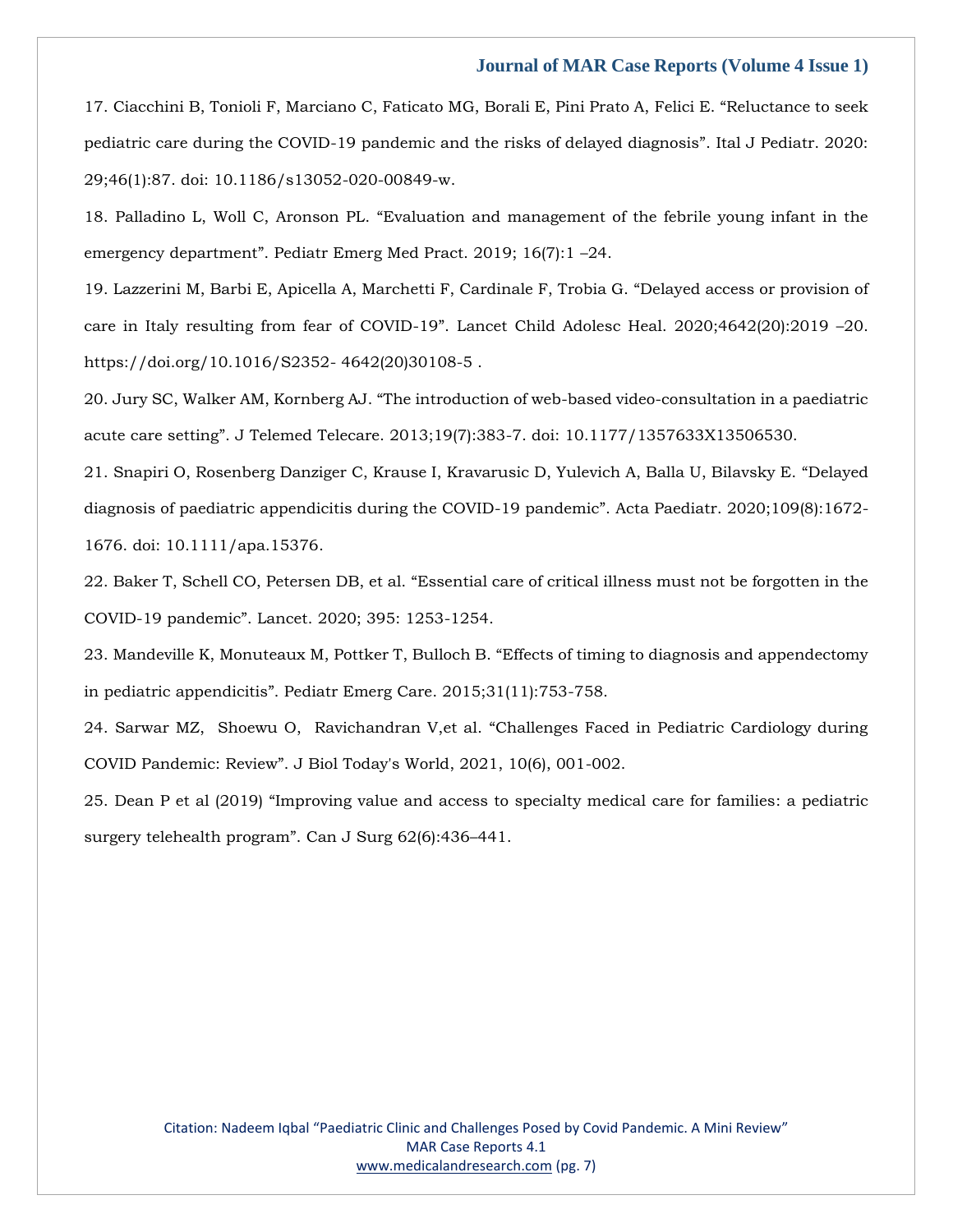17. Ciacchini B, Tonioli F, Marciano C, Faticato MG, Borali E, Pini Prato A, Felici E. “Reluctance to seek pediatric care during the COVID-19 pandemic and the risks of delayed diagnosis”. Ital J Pediatr. 2020: 29;46(1):87. doi: 10.1186/s13052-020-00849-w.

18. Palladino L, Woll C, Aronson PL. “Evaluation and management of the febrile young infant in the emergency department”. Pediatr Emerg Med Pract. 2019; 16(7):1 –24.

19. Lazzerini M, Barbi E, Apicella A, Marchetti F, Cardinale F, Trobia G. “Delayed access or provision of care in Italy resulting from fear of COVID-19”. Lancet Child Adolesc Heal. 2020;4642(20):2019 –20. https://doi.org/10.1016/S2352- 4642(20)30108-5 .

20. Jury SC, Walker AM, Kornberg AJ. “The introduction of web-based video-consultation in a paediatric acute care setting”. J Telemed Telecare. 2013;19(7):383-7. doi: 10.1177/1357633X13506530.

21. Snapiri O, Rosenberg Danziger C, Krause I, Kravarusic D, Yulevich A, Balla U, Bilavsky E. “Delayed diagnosis of paediatric appendicitis during the COVID-19 pandemic”. Acta Paediatr. 2020;109(8):1672-1676. doi: 10.1111/apa.15376.

22. Baker T, Schell CO, Petersen DB, et al. “Essential care of critical illness must not be forgotten in the COVID-19 pandemic”. Lancet. 2020; 395: 1253-1254.

23. Mandeville K, Monuteaux M, Pottker T, Bulloch B. “Effects of timing to diagnosis and appendectomy in pediatric appendicitis”. Pediatr Emerg Care. 2015;31(11):753-758.

24. Sarwar MZ, Shoewu O, Ravichandran V,et al. “Challenges Faced in Pediatric Cardiology during COVID Pandemic: Review”. J Biol Today's World, 2021, 10(6), 001-002.

25. Dean P et al (2019) “Improving value and access to specialty medical care for families: a pediatric surgery telehealth program”. Can J Surg 62(6):436–441.